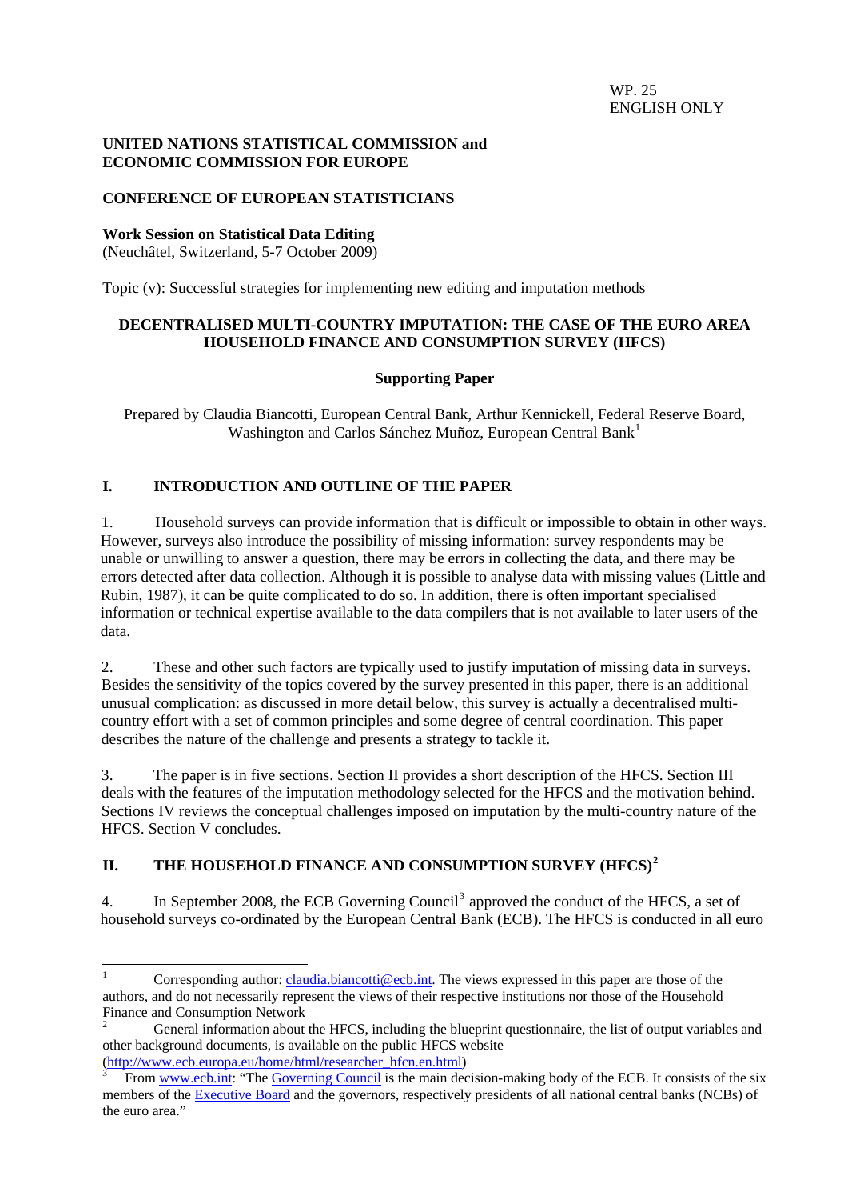WP. 25
ENGLISH ONLY

**UNITED NATIONS STATISTICAL COMMISSION and ECONOMIC COMMISSION FOR EUROPE**

**CONFERENCE OF EUROPEAN STATISTICIANS**

**Work Session on Statistical Data Editing**
(Neuchâtel, Switzerland, 5-7 October 2009)

Topic (v): Successful strategies for implementing new editing and imputation methods

# DECENTRALISED MULTI-COUNTRY IMPUTATION: THE CASE OF THE EURO AREA HOUSEHOLD FINANCE AND CONSUMPTION SURVEY (HFCS)

**Supporting Paper**

Prepared by Claudia Biancotti, European Central Bank, Arthur Kennickell, Federal Reserve Board, Washington and Carlos Sánchez Muñoz, European Central Bank[1]

## I. INTRODUCTION AND OUTLINE OF THE PAPER

1. Household surveys can provide information that is difficult or impossible to obtain in other ways. However, surveys also introduce the possibility of missing information: survey respondents may be unable or unwilling to answer a question, there may be errors in collecting the data, and there may be errors detected after data collection. Although it is possible to analyse data with missing values (Little and Rubin, 1987), it can be quite complicated to do so. In addition, there is often important specialised information or technical expertise available to the data compilers that is not available to later users of the data.

2. These and other such factors are typically used to justify imputation of missing data in surveys. Besides the sensitivity of the topics covered by the survey presented in this paper, there is an additional unusual complication: as discussed in more detail below, this survey is actually a decentralised multi-country effort with a set of common principles and some degree of central coordination. This paper describes the nature of the challenge and presents a strategy to tackle it.

3. The paper is in five sections. Section II provides a short description of the HFCS. Section III deals with the features of the imputation methodology selected for the HFCS and the motivation behind. Sections IV reviews the conceptual challenges imposed on imputation by the multi-country nature of the HFCS. Section V concludes.

## II. THE HOUSEHOLD FINANCE AND CONSUMPTION SURVEY (HFCS)[2]

4. In September 2008, the ECB Governing Council[3] approved the conduct of the HFCS, a set of household surveys co-ordinated by the European Central Bank (ECB). The HFCS is conducted in all euro

---

[1] Corresponding author: claudia.biancotti@ecb.int. The views expressed in this paper are those of the authors, and do not necessarily represent the views of their respective institutions nor those of the Household Finance and Consumption Network

[2] General information about the HFCS, including the blueprint questionnaire, the list of output variables and other background documents, is available on the public HFCS website (http://www.ecb.europa.eu/home/html/researcher_hfcn.en.html)

[3] From www.ecb.int: "The Governing Council is the main decision-making body of the ECB. It consists of the six members of the Executive Board and the governors, respectively presidents of all national central banks (NCBs) of the euro area."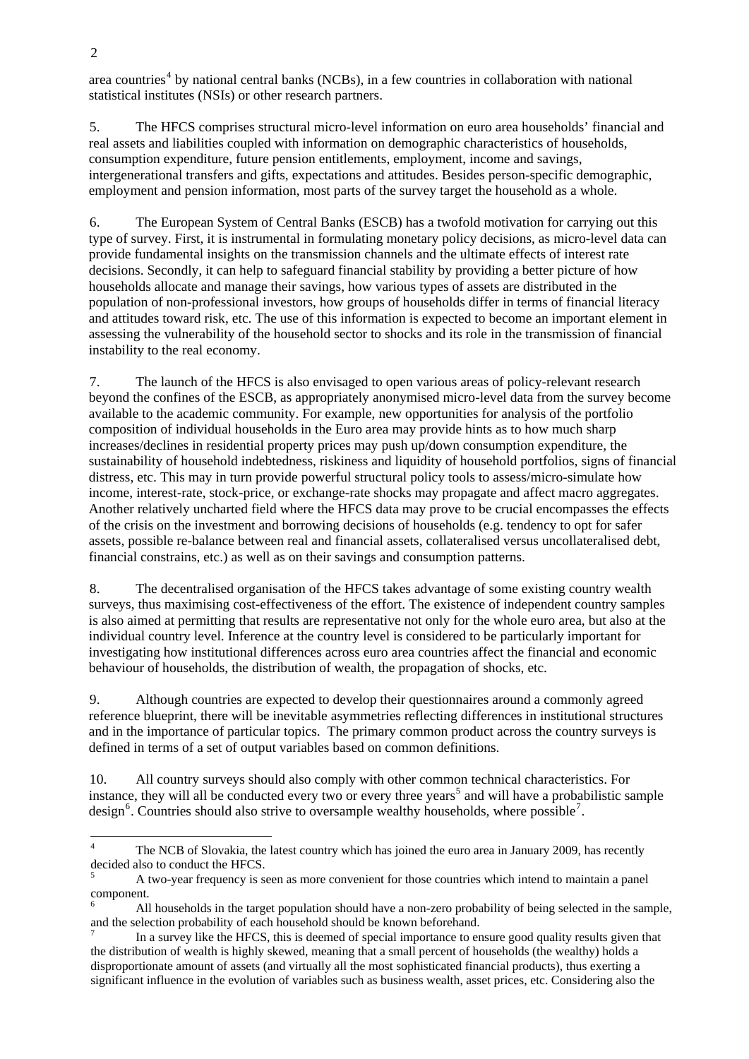area countries[4] by national central banks (NCBs), in a few countries in collaboration with national statistical institutes (NSIs) or other research partners.

5. The HFCS comprises structural micro-level information on euro area households' financial and real assets and liabilities coupled with information on demographic characteristics of households, consumption expenditure, future pension entitlements, employment, income and savings, intergenerational transfers and gifts, expectations and attitudes. Besides person-specific demographic, employment and pension information, most parts of the survey target the household as a whole.

6. The European System of Central Banks (ESCB) has a twofold motivation for carrying out this type of survey. First, it is instrumental in formulating monetary policy decisions, as micro-level data can provide fundamental insights on the transmission channels and the ultimate effects of interest rate decisions. Secondly, it can help to safeguard financial stability by providing a better picture of how households allocate and manage their savings, how various types of assets are distributed in the population of non-professional investors, how groups of households differ in terms of financial literacy and attitudes toward risk, etc. The use of this information is expected to become an important element in assessing the vulnerability of the household sector to shocks and its role in the transmission of financial instability to the real economy.

7. The launch of the HFCS is also envisaged to open various areas of policy-relevant research beyond the confines of the ESCB, as appropriately anonymised micro-level data from the survey become available to the academic community. For example, new opportunities for analysis of the portfolio composition of individual households in the Euro area may provide hints as to how much sharp increases/declines in residential property prices may push up/down consumption expenditure, the sustainability of household indebtedness, riskiness and liquidity of household portfolios, signs of financial distress, etc. This may in turn provide powerful structural policy tools to assess/micro-simulate how income, interest-rate, stock-price, or exchange-rate shocks may propagate and affect macro aggregates. Another relatively uncharted field where the HFCS data may prove to be crucial encompasses the effects of the crisis on the investment and borrowing decisions of households (e.g. tendency to opt for safer assets, possible re-balance between real and financial assets, collateralised versus uncollateralised debt, financial constrains, etc.) as well as on their savings and consumption patterns.

8. The decentralised organisation of the HFCS takes advantage of some existing country wealth surveys, thus maximising cost-effectiveness of the effort. The existence of independent country samples is also aimed at permitting that results are representative not only for the whole euro area, but also at the individual country level. Inference at the country level is considered to be particularly important for investigating how institutional differences across euro area countries affect the financial and economic behaviour of households, the distribution of wealth, the propagation of shocks, etc.

9. Although countries are expected to develop their questionnaires around a commonly agreed reference blueprint, there will be inevitable asymmetries reflecting differences in institutional structures and in the importance of particular topics. The primary common product across the country surveys is defined in terms of a set of output variables based on common definitions.

10. All country surveys should also comply with other common technical characteristics. For instance, they will all be conducted every two or every three years[5] and will have a probabilistic sample design[6]. Countries should also strive to oversample wealthy households, where possible[7].

---

[4] The NCB of Slovakia, the latest country which has joined the euro area in January 2009, has recently decided also to conduct the HFCS.

[5] A two-year frequency is seen as more convenient for those countries which intend to maintain a panel component.

[6] All households in the target population should have a non-zero probability of being selected in the sample, and the selection probability of each household should be known beforehand.

[7] In a survey like the HFCS, this is deemed of special importance to ensure good quality results given that the distribution of wealth is highly skewed, meaning that a small percent of households (the wealthy) holds a disproportionate amount of assets (and virtually all the most sophisticated financial products), thus exerting a significant influence in the evolution of variables such as business wealth, asset prices, etc. Considering also the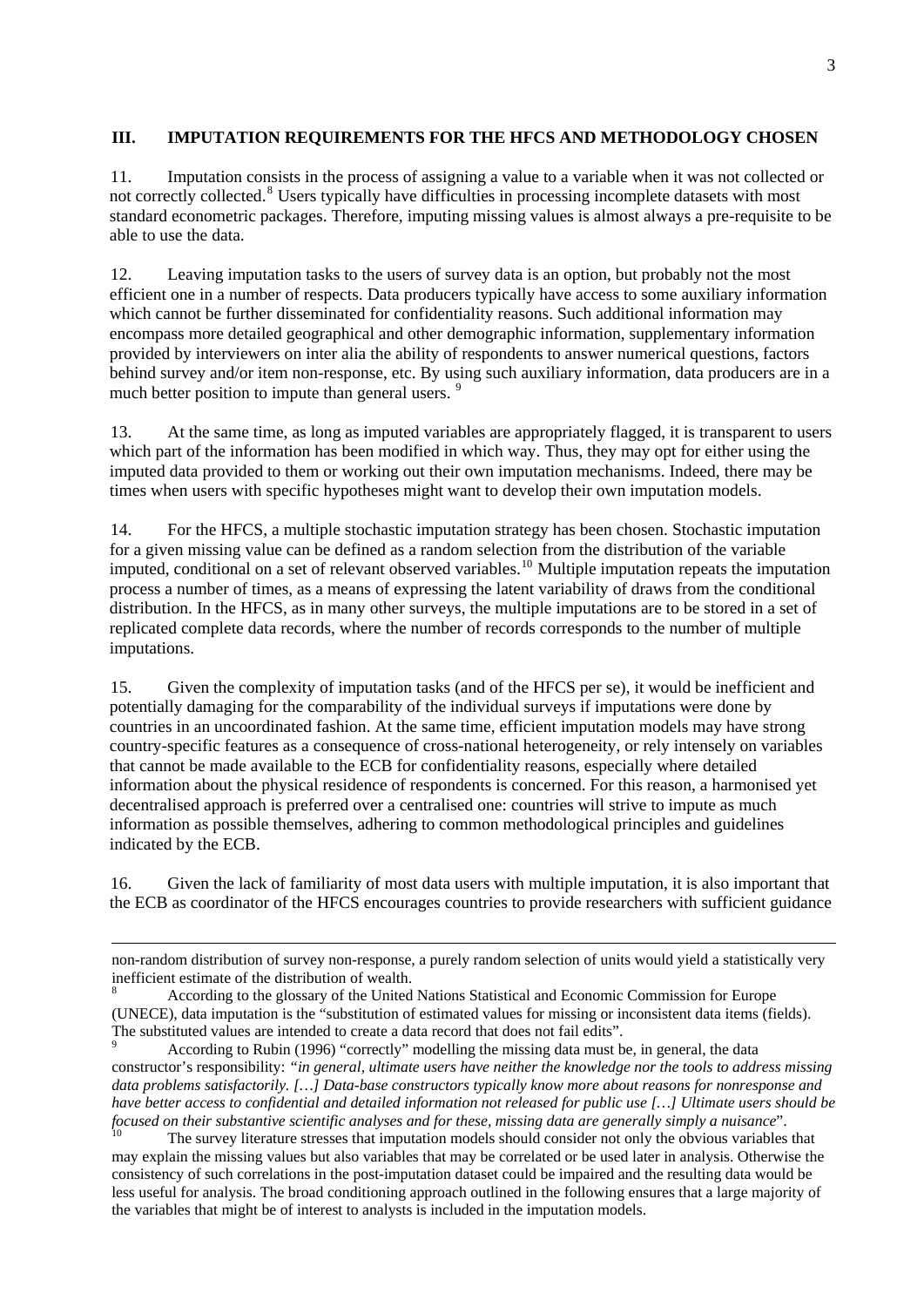## III. IMPUTATION REQUIREMENTS FOR THE HFCS AND METHODOLOGY CHOSEN

11. Imputation consists in the process of assigning a value to a variable when it was not collected or not correctly collected.[8] Users typically have difficulties in processing incomplete datasets with most standard econometric packages. Therefore, imputing missing values is almost always a pre-requisite to be able to use the data.

12. Leaving imputation tasks to the users of survey data is an option, but probably not the most efficient one in a number of respects. Data producers typically have access to some auxiliary information which cannot be further disseminated for confidentiality reasons. Such additional information may encompass more detailed geographical and other demographic information, supplementary information provided by interviewers on inter alia the ability of respondents to answer numerical questions, factors behind survey and/or item non-response, etc. By using such auxiliary information, data producers are in a much better position to impute than general users. [9]

13. At the same time, as long as imputed variables are appropriately flagged, it is transparent to users which part of the information has been modified in which way. Thus, they may opt for either using the imputed data provided to them or working out their own imputation mechanisms. Indeed, there may be times when users with specific hypotheses might want to develop their own imputation models.

14. For the HFCS, a multiple stochastic imputation strategy has been chosen. Stochastic imputation for a given missing value can be defined as a random selection from the distribution of the variable imputed, conditional on a set of relevant observed variables.[10] Multiple imputation repeats the imputation process a number of times, as a means of expressing the latent variability of draws from the conditional distribution. In the HFCS, as in many other surveys, the multiple imputations are to be stored in a set of replicated complete data records, where the number of records corresponds to the number of multiple imputations.

15. Given the complexity of imputation tasks (and of the HFCS per se), it would be inefficient and potentially damaging for the comparability of the individual surveys if imputations were done by countries in an uncoordinated fashion. At the same time, efficient imputation models may have strong country-specific features as a consequence of cross-national heterogeneity, or rely intensely on variables that cannot be made available to the ECB for confidentiality reasons, especially where detailed information about the physical residence of respondents is concerned. For this reason, a harmonised yet decentralised approach is preferred over a centralised one: countries will strive to impute as much information as possible themselves, adhering to common methodological principles and guidelines indicated by the ECB.

16. Given the lack of familiarity of most data users with multiple imputation, it is also important that the ECB as coordinator of the HFCS encourages countries to provide researchers with sufficient guidance

---

non-random distribution of survey non-response, a purely random selection of units would yield a statistically very inefficient estimate of the distribution of wealth.

[8] According to the glossary of the United Nations Statistical and Economic Commission for Europe (UNECE), data imputation is the "substitution of estimated values for missing or inconsistent data items (fields). The substituted values are intended to create a data record that does not fail edits".

[9] According to Rubin (1996) "correctly" modelling the missing data must be, in general, the data constructor's responsibility: *"in general, ultimate users have neither the knowledge nor the tools to address missing data problems satisfactorily. […] Data-base constructors typically know more about reasons for nonresponse and have better access to confidential and detailed information not released for public use […] Ultimate users should be focused on their substantive scientific analyses and for these, missing data are generally simply a nuisance*".

[10] The survey literature stresses that imputation models should consider not only the obvious variables that may explain the missing values but also variables that may be correlated or be used later in analysis. Otherwise the consistency of such correlations in the post-imputation dataset could be impaired and the resulting data would be less useful for analysis. The broad conditioning approach outlined in the following ensures that a large majority of the variables that might be of interest to analysts is included in the imputation models.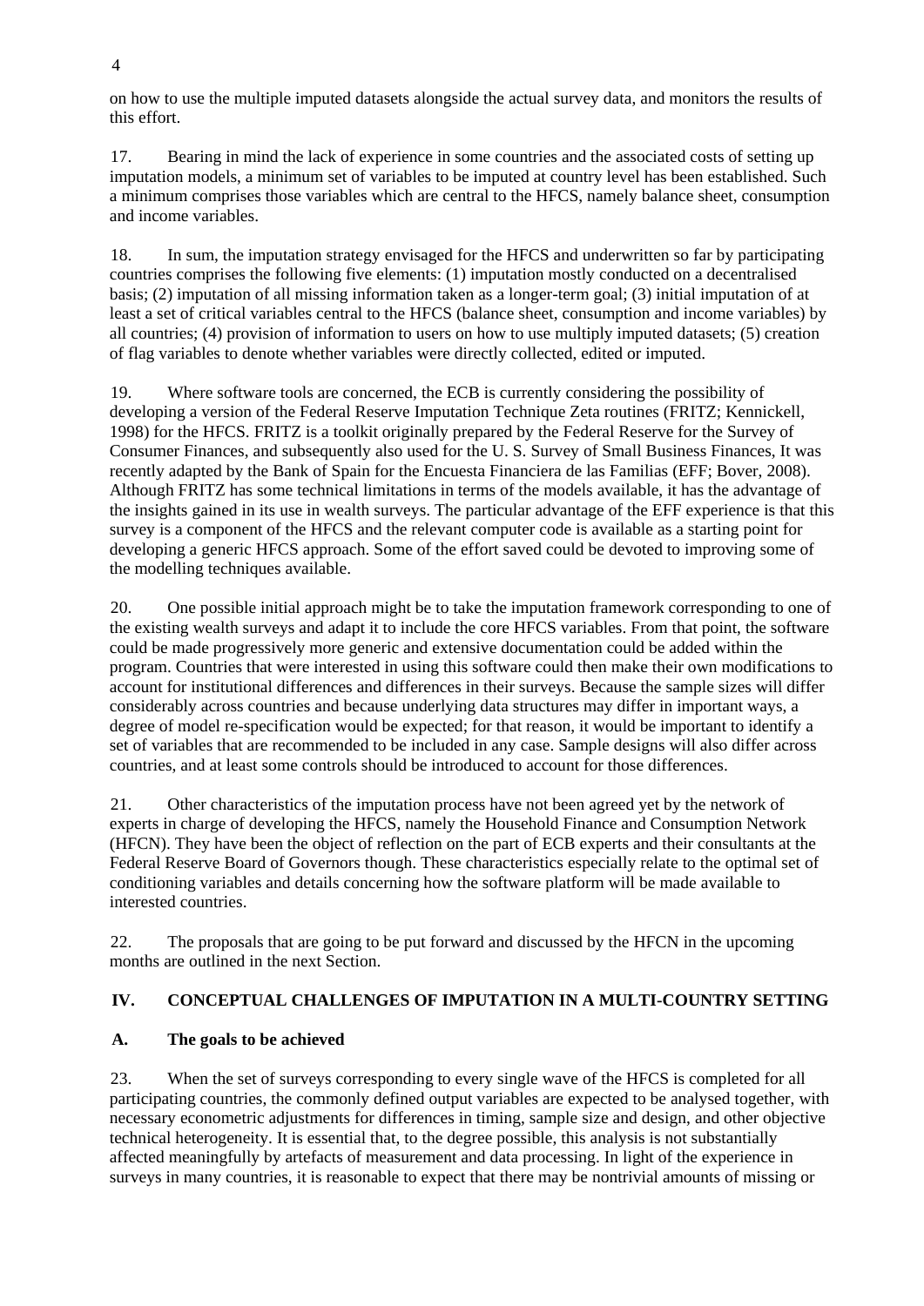on how to use the multiple imputed datasets alongside the actual survey data, and monitors the results of this effort.

17. Bearing in mind the lack of experience in some countries and the associated costs of setting up imputation models, a minimum set of variables to be imputed at country level has been established. Such a minimum comprises those variables which are central to the HFCS, namely balance sheet, consumption and income variables.

18. In sum, the imputation strategy envisaged for the HFCS and underwritten so far by participating countries comprises the following five elements: (1) imputation mostly conducted on a decentralised basis; (2) imputation of all missing information taken as a longer-term goal; (3) initial imputation of at least a set of critical variables central to the HFCS (balance sheet, consumption and income variables) by all countries; (4) provision of information to users on how to use multiply imputed datasets; (5) creation of flag variables to denote whether variables were directly collected, edited or imputed.

19. Where software tools are concerned, the ECB is currently considering the possibility of developing a version of the Federal Reserve Imputation Technique Zeta routines (FRITZ; Kennickell, 1998) for the HFCS. FRITZ is a toolkit originally prepared by the Federal Reserve for the Survey of Consumer Finances, and subsequently also used for the U. S. Survey of Small Business Finances, It was recently adapted by the Bank of Spain for the Encuesta Financiera de las Familias (EFF; Bover, 2008). Although FRITZ has some technical limitations in terms of the models available, it has the advantage of the insights gained in its use in wealth surveys. The particular advantage of the EFF experience is that this survey is a component of the HFCS and the relevant computer code is available as a starting point for developing a generic HFCS approach. Some of the effort saved could be devoted to improving some of the modelling techniques available.

20. One possible initial approach might be to take the imputation framework corresponding to one of the existing wealth surveys and adapt it to include the core HFCS variables. From that point, the software could be made progressively more generic and extensive documentation could be added within the program. Countries that were interested in using this software could then make their own modifications to account for institutional differences and differences in their surveys. Because the sample sizes will differ considerably across countries and because underlying data structures may differ in important ways, a degree of model re-specification would be expected; for that reason, it would be important to identify a set of variables that are recommended to be included in any case. Sample designs will also differ across countries, and at least some controls should be introduced to account for those differences.

21. Other characteristics of the imputation process have not been agreed yet by the network of experts in charge of developing the HFCS, namely the Household Finance and Consumption Network (HFCN). They have been the object of reflection on the part of ECB experts and their consultants at the Federal Reserve Board of Governors though. These characteristics especially relate to the optimal set of conditioning variables and details concerning how the software platform will be made available to interested countries.

22. The proposals that are going to be put forward and discussed by the HFCN in the upcoming months are outlined in the next Section.

## IV. CONCEPTUAL CHALLENGES OF IMPUTATION IN A MULTI-COUNTRY SETTING

### A. The goals to be achieved

23. When the set of surveys corresponding to every single wave of the HFCS is completed for all participating countries, the commonly defined output variables are expected to be analysed together, with necessary econometric adjustments for differences in timing, sample size and design, and other objective technical heterogeneity. It is essential that, to the degree possible, this analysis is not substantially affected meaningfully by artefacts of measurement and data processing. In light of the experience in surveys in many countries, it is reasonable to expect that there may be nontrivial amounts of missing or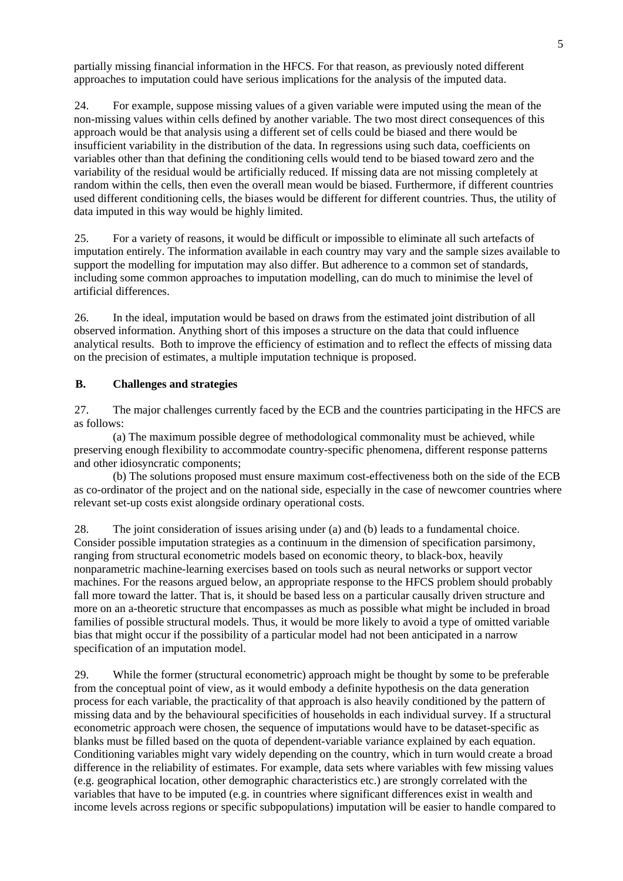partially missing financial information in the HFCS. For that reason, as previously noted different approaches to imputation could have serious implications for the analysis of the imputed data.

24. For example, suppose missing values of a given variable were imputed using the mean of the non-missing values within cells defined by another variable. The two most direct consequences of this approach would be that analysis using a different set of cells could be biased and there would be insufficient variability in the distribution of the data. In regressions using such data, coefficients on variables other than that defining the conditioning cells would tend to be biased toward zero and the variability of the residual would be artificially reduced. If missing data are not missing completely at random within the cells, then even the overall mean would be biased. Furthermore, if different countries used different conditioning cells, the biases would be different for different countries. Thus, the utility of data imputed in this way would be highly limited.

25. For a variety of reasons, it would be difficult or impossible to eliminate all such artefacts of imputation entirely. The information available in each country may vary and the sample sizes available to support the modelling for imputation may also differ. But adherence to a common set of standards, including some common approaches to imputation modelling, can do much to minimise the level of artificial differences.

26. In the ideal, imputation would be based on draws from the estimated joint distribution of all observed information. Anything short of this imposes a structure on the data that could influence analytical results. Both to improve the efficiency of estimation and to reflect the effects of missing data on the precision of estimates, a multiple imputation technique is proposed.

## B. Challenges and strategies

27. The major challenges currently faced by the ECB and the countries participating in the HFCS are as follows:

(a) The maximum possible degree of methodological commonality must be achieved, while preserving enough flexibility to accommodate country-specific phenomena, different response patterns and other idiosyncratic components;

(b) The solutions proposed must ensure maximum cost-effectiveness both on the side of the ECB as co-ordinator of the project and on the national side, especially in the case of newcomer countries where relevant set-up costs exist alongside ordinary operational costs.

28. The joint consideration of issues arising under (a) and (b) leads to a fundamental choice. Consider possible imputation strategies as a continuum in the dimension of specification parsimony, ranging from structural econometric models based on economic theory, to black-box, heavily nonparametric machine-learning exercises based on tools such as neural networks or support vector machines. For the reasons argued below, an appropriate response to the HFCS problem should probably fall more toward the latter. That is, it should be based less on a particular causally driven structure and more on an a-theoretic structure that encompasses as much as possible what might be included in broad families of possible structural models. Thus, it would be more likely to avoid a type of omitted variable bias that might occur if the possibility of a particular model had not been anticipated in a narrow specification of an imputation model.

29. While the former (structural econometric) approach might be thought by some to be preferable from the conceptual point of view, as it would embody a definite hypothesis on the data generation process for each variable, the practicality of that approach is also heavily conditioned by the pattern of missing data and by the behavioural specificities of households in each individual survey. If a structural econometric approach were chosen, the sequence of imputations would have to be dataset-specific as blanks must be filled based on the quota of dependent-variable variance explained by each equation. Conditioning variables might vary widely depending on the country, which in turn would create a broad difference in the reliability of estimates. For example, data sets where variables with few missing values (e.g. geographical location, other demographic characteristics etc.) are strongly correlated with the variables that have to be imputed (e.g. in countries where significant differences exist in wealth and income levels across regions or specific subpopulations) imputation will be easier to handle compared to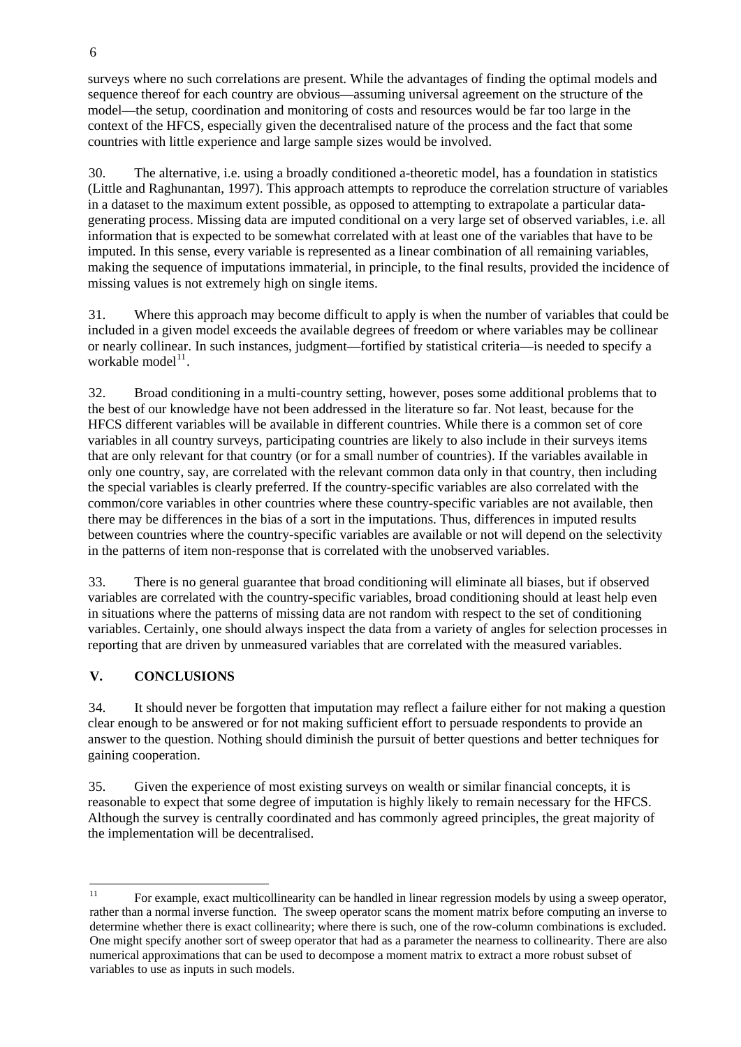surveys where no such correlations are present. While the advantages of finding the optimal models and sequence thereof for each country are obvious—assuming universal agreement on the structure of the model—the setup, coordination and monitoring of costs and resources would be far too large in the context of the HFCS, especially given the decentralised nature of the process and the fact that some countries with little experience and large sample sizes would be involved.

30. The alternative, i.e. using a broadly conditioned a-theoretic model, has a foundation in statistics (Little and Raghunantan, 1997). This approach attempts to reproduce the correlation structure of variables in a dataset to the maximum extent possible, as opposed to attempting to extrapolate a particular data-generating process. Missing data are imputed conditional on a very large set of observed variables, i.e. all information that is expected to be somewhat correlated with at least one of the variables that have to be imputed. In this sense, every variable is represented as a linear combination of all remaining variables, making the sequence of imputations immaterial, in principle, to the final results, provided the incidence of missing values is not extremely high on single items.

31. Where this approach may become difficult to apply is when the number of variables that could be included in a given model exceeds the available degrees of freedom or where variables may be collinear or nearly collinear. In such instances, judgment—fortified by statistical criteria—is needed to specify a workable model[11].

32. Broad conditioning in a multi-country setting, however, poses some additional problems that to the best of our knowledge have not been addressed in the literature so far. Not least, because for the HFCS different variables will be available in different countries. While there is a common set of core variables in all country surveys, participating countries are likely to also include in their surveys items that are only relevant for that country (or for a small number of countries). If the variables available in only one country, say, are correlated with the relevant common data only in that country, then including the special variables is clearly preferred. If the country-specific variables are also correlated with the common/core variables in other countries where these country-specific variables are not available, then there may be differences in the bias of a sort in the imputations. Thus, differences in imputed results between countries where the country-specific variables are available or not will depend on the selectivity in the patterns of item non-response that is correlated with the unobserved variables.

33. There is no general guarantee that broad conditioning will eliminate all biases, but if observed variables are correlated with the country-specific variables, broad conditioning should at least help even in situations where the patterns of missing data are not random with respect to the set of conditioning variables. Certainly, one should always inspect the data from a variety of angles for selection processes in reporting that are driven by unmeasured variables that are correlated with the measured variables.

## V. CONCLUSIONS

34. It should never be forgotten that imputation may reflect a failure either for not making a question clear enough to be answered or for not making sufficient effort to persuade respondents to provide an answer to the question. Nothing should diminish the pursuit of better questions and better techniques for gaining cooperation.

35. Given the experience of most existing surveys on wealth or similar financial concepts, it is reasonable to expect that some degree of imputation is highly likely to remain necessary for the HFCS. Although the survey is centrally coordinated and has commonly agreed principles, the great majority of the implementation will be decentralised.

---

[11] For example, exact multicollinearity can be handled in linear regression models by using a sweep operator, rather than a normal inverse function. The sweep operator scans the moment matrix before computing an inverse to determine whether there is exact collinearity; where there is such, one of the row-column combinations is excluded. One might specify another sort of sweep operator that had as a parameter the nearness to collinearity. There are also numerical approximations that can be used to decompose a moment matrix to extract a more robust subset of variables to use as inputs in such models.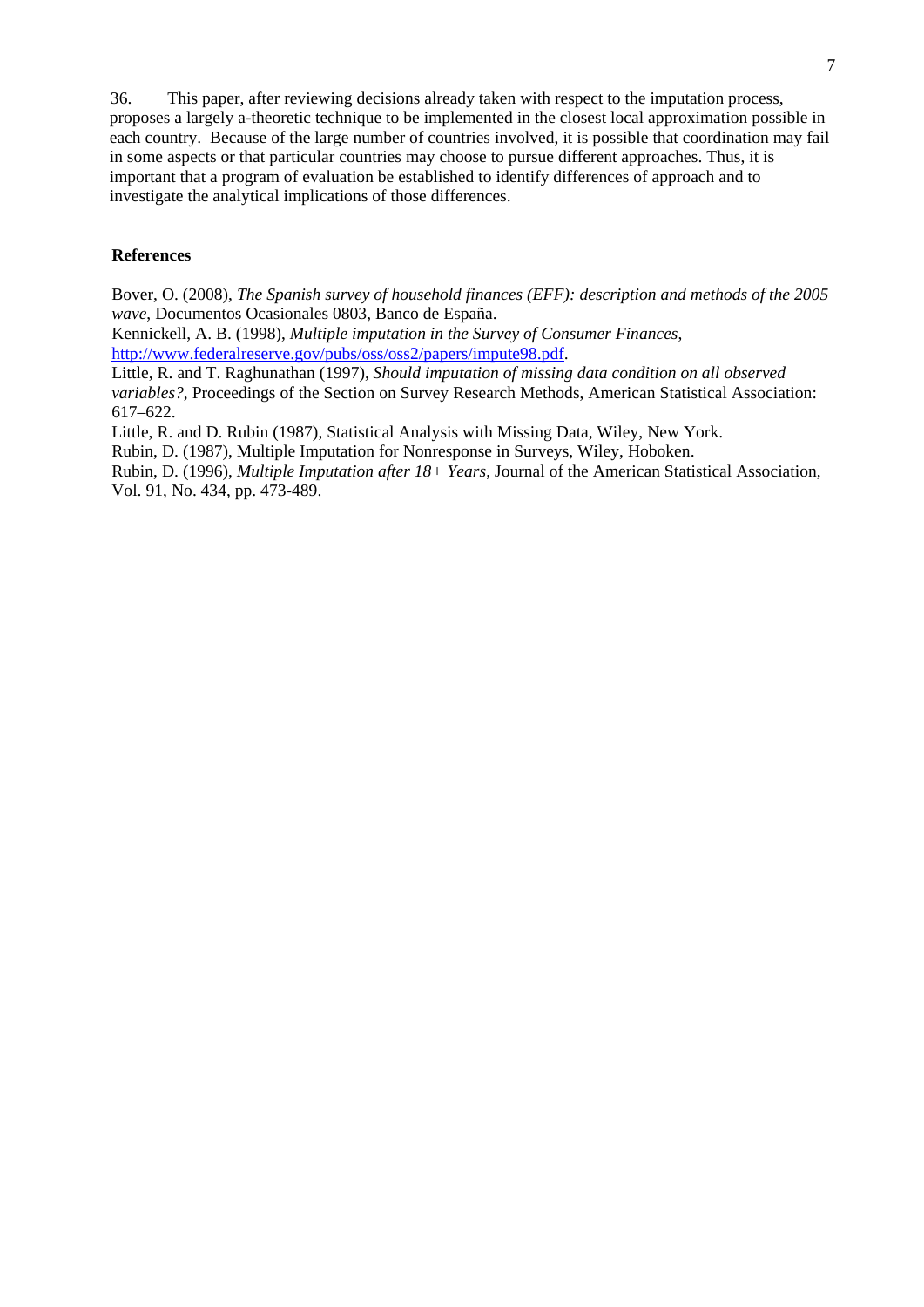36. This paper, after reviewing decisions already taken with respect to the imputation process, proposes a largely a-theoretic technique to be implemented in the closest local approximation possible in each country. Because of the large number of countries involved, it is possible that coordination may fail in some aspects or that particular countries may choose to pursue different approaches. Thus, it is important that a program of evaluation be established to identify differences of approach and to investigate the analytical implications of those differences.

**References**

Bover, O. (2008), *The Spanish survey of household finances (EFF): description and methods of the 2005 wave*, Documentos Ocasionales 0803, Banco de España.

Kennickell, A. B. (1998), *Multiple imputation in the Survey of Consumer Finances*, http://www.federalreserve.gov/pubs/oss/oss2/papers/impute98.pdf.

Little, R. and T. Raghunathan (1997), *Should imputation of missing data condition on all observed variables?*, Proceedings of the Section on Survey Research Methods, American Statistical Association: 617–622.

Little, R. and D. Rubin (1987), Statistical Analysis with Missing Data, Wiley, New York.

Rubin, D. (1987), Multiple Imputation for Nonresponse in Surveys, Wiley, Hoboken.

Rubin, D. (1996), *Multiple Imputation after 18+ Years*, Journal of the American Statistical Association, Vol. 91, No. 434, pp. 473-489.